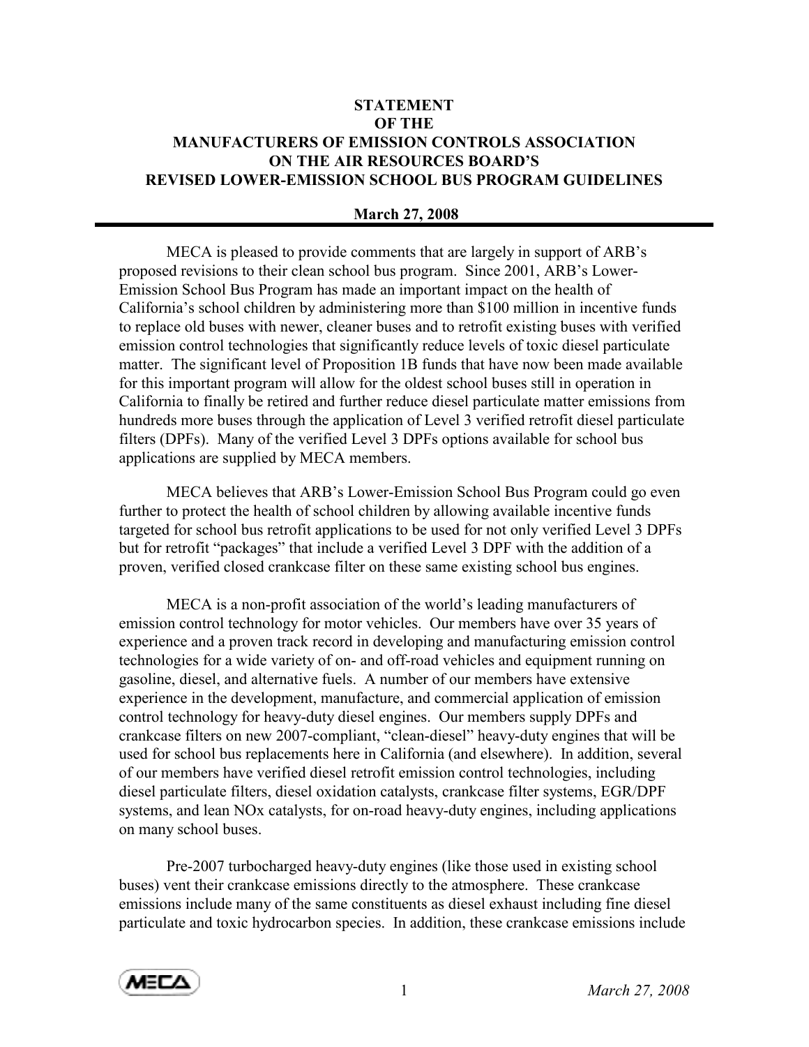**STATEMENT**
**OF THE**
**MANUFACTURERS OF EMISSION CONTROLS ASSOCIATION**
**ON THE AIR RESOURCES BOARD'S**
**REVISED LOWER-EMISSION SCHOOL BUS PROGRAM GUIDELINES**

**March 27, 2008**

---

MECA is pleased to provide comments that are largely in support of ARB's proposed revisions to their clean school bus program. Since 2001, ARB's Lower-Emission School Bus Program has made an important impact on the health of California's school children by administering more than $100 million in incentive funds to replace old buses with newer, cleaner buses and to retrofit existing buses with verified emission control technologies that significantly reduce levels of toxic diesel particulate matter. The significant level of Proposition 1B funds that have now been made available for this important program will allow for the oldest school buses still in operation in California to finally be retired and further reduce diesel particulate matter emissions from hundreds more buses through the application of Level 3 verified retrofit diesel particulate filters (DPFs). Many of the verified Level 3 DPFs options available for school bus applications are supplied by MECA members.

MECA believes that ARB's Lower-Emission School Bus Program could go even further to protect the health of school children by allowing available incentive funds targeted for school bus retrofit applications to be used for not only verified Level 3 DPFs but for retrofit "packages" that include a verified Level 3 DPF with the addition of a proven, verified closed crankcase filter on these same existing school bus engines.

MECA is a non-profit association of the world's leading manufacturers of emission control technology for motor vehicles. Our members have over 35 years of experience and a proven track record in developing and manufacturing emission control technologies for a wide variety of on- and off-road vehicles and equipment running on gasoline, diesel, and alternative fuels. A number of our members have extensive experience in the development, manufacture, and commercial application of emission control technology for heavy-duty diesel engines. Our members supply DPFs and crankcase filters on new 2007-compliant, "clean-diesel" heavy-duty engines that will be used for school bus replacements here in California (and elsewhere). In addition, several of our members have verified diesel retrofit emission control technologies, including diesel particulate filters, diesel oxidation catalysts, crankcase filter systems, EGR/DPF systems, and lean NOx catalysts, for on-road heavy-duty engines, including applications on many school buses.

Pre-2007 turbocharged heavy-duty engines (like those used in existing school buses) vent their crankcase emissions directly to the atmosphere. These crankcase emissions include many of the same constituents as diesel exhaust including fine diesel particulate and toxic hydrocarbon species. In addition, these crankcase emissions include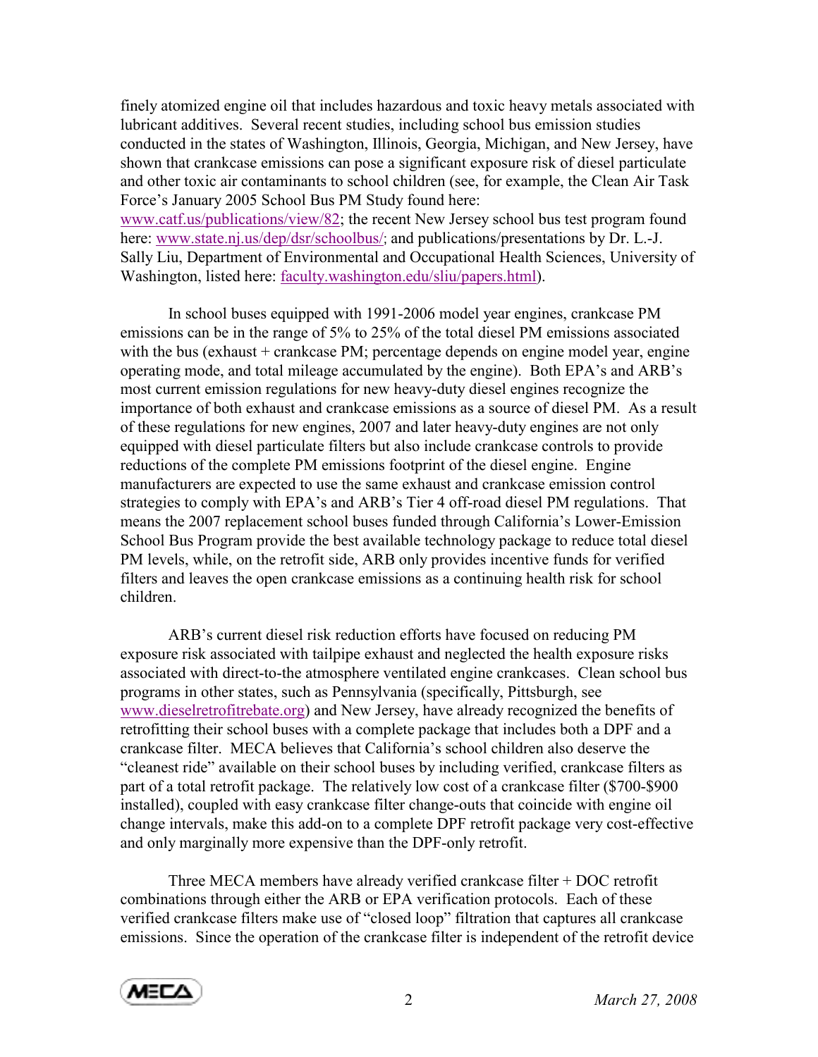finely atomized engine oil that includes hazardous and toxic heavy metals associated with lubricant additives. Several recent studies, including school bus emission studies conducted in the states of Washington, Illinois, Georgia, Michigan, and New Jersey, have shown that crankcase emissions can pose a significant exposure risk of diesel particulate and other toxic air contaminants to school children (see, for example, the Clean Air Task Force's January 2005 School Bus PM Study found here: www.catf.us/publications/view/82; the recent New Jersey school bus test program found here: www.state.nj.us/dep/dsr/schoolbus/; and publications/presentations by Dr. L.-J. Sally Liu, Department of Environmental and Occupational Health Sciences, University of Washington, listed here: faculty.washington.edu/sliu/papers.html).

In school buses equipped with 1991-2006 model year engines, crankcase PM emissions can be in the range of 5% to 25% of the total diesel PM emissions associated with the bus (exhaust + crankcase PM; percentage depends on engine model year, engine operating mode, and total mileage accumulated by the engine). Both EPA's and ARB's most current emission regulations for new heavy-duty diesel engines recognize the importance of both exhaust and crankcase emissions as a source of diesel PM. As a result of these regulations for new engines, 2007 and later heavy-duty engines are not only equipped with diesel particulate filters but also include crankcase controls to provide reductions of the complete PM emissions footprint of the diesel engine. Engine manufacturers are expected to use the same exhaust and crankcase emission control strategies to comply with EPA's and ARB's Tier 4 off-road diesel PM regulations. That means the 2007 replacement school buses funded through California's Lower-Emission School Bus Program provide the best available technology package to reduce total diesel PM levels, while, on the retrofit side, ARB only provides incentive funds for verified filters and leaves the open crankcase emissions as a continuing health risk for school children.

ARB's current diesel risk reduction efforts have focused on reducing PM exposure risk associated with tailpipe exhaust and neglected the health exposure risks associated with direct-to-the atmosphere ventilated engine crankcases. Clean school bus programs in other states, such as Pennsylvania (specifically, Pittsburgh, see www.dieselretrofitrebate.org) and New Jersey, have already recognized the benefits of retrofitting their school buses with a complete package that includes both a DPF and a crankcase filter. MECA believes that California's school children also deserve the "cleanest ride" available on their school buses by including verified, crankcase filters as part of a total retrofit package. The relatively low cost of a crankcase filter ($700-$900 installed), coupled with easy crankcase filter change-outs that coincide with engine oil change intervals, make this add-on to a complete DPF retrofit package very cost-effective and only marginally more expensive than the DPF-only retrofit.

Three MECA members have already verified crankcase filter + DOC retrofit combinations through either the ARB or EPA verification protocols. Each of these verified crankcase filters make use of "closed loop" filtration that captures all crankcase emissions. Since the operation of the crankcase filter is independent of the retrofit device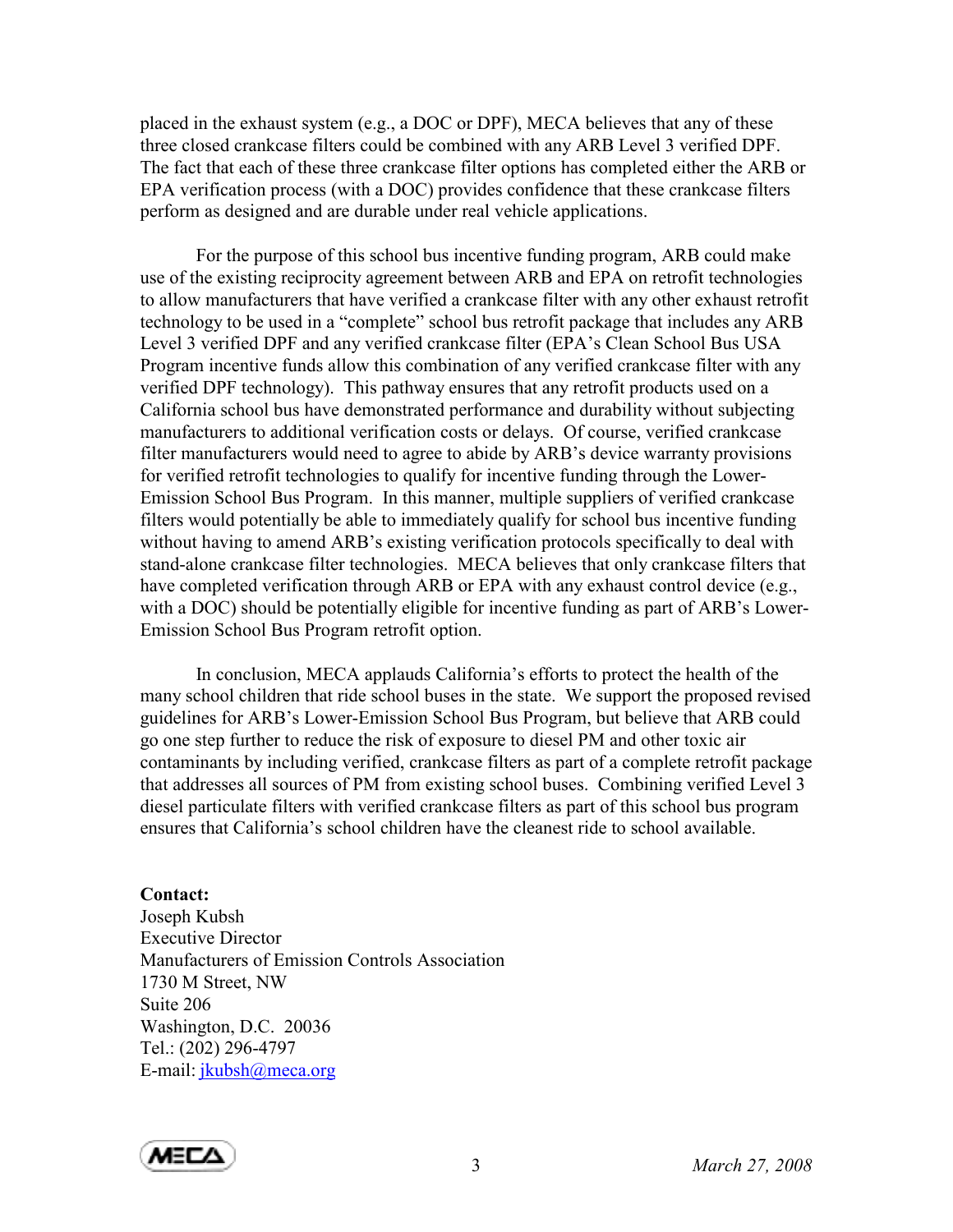placed in the exhaust system (e.g., a DOC or DPF), MECA believes that any of these three closed crankcase filters could be combined with any ARB Level 3 verified DPF. The fact that each of these three crankcase filter options has completed either the ARB or EPA verification process (with a DOC) provides confidence that these crankcase filters perform as designed and are durable under real vehicle applications.

For the purpose of this school bus incentive funding program, ARB could make use of the existing reciprocity agreement between ARB and EPA on retrofit technologies to allow manufacturers that have verified a crankcase filter with any other exhaust retrofit technology to be used in a "complete" school bus retrofit package that includes any ARB Level 3 verified DPF and any verified crankcase filter (EPA's Clean School Bus USA Program incentive funds allow this combination of any verified crankcase filter with any verified DPF technology). This pathway ensures that any retrofit products used on a California school bus have demonstrated performance and durability without subjecting manufacturers to additional verification costs or delays. Of course, verified crankcase filter manufacturers would need to agree to abide by ARB's device warranty provisions for verified retrofit technologies to qualify for incentive funding through the Lower-Emission School Bus Program. In this manner, multiple suppliers of verified crankcase filters would potentially be able to immediately qualify for school bus incentive funding without having to amend ARB's existing verification protocols specifically to deal with stand-alone crankcase filter technologies. MECA believes that only crankcase filters that have completed verification through ARB or EPA with any exhaust control device (e.g., with a DOC) should be potentially eligible for incentive funding as part of ARB's Lower-Emission School Bus Program retrofit option.

In conclusion, MECA applauds California's efforts to protect the health of the many school children that ride school buses in the state. We support the proposed revised guidelines for ARB's Lower-Emission School Bus Program, but believe that ARB could go one step further to reduce the risk of exposure to diesel PM and other toxic air contaminants by including verified, crankcase filters as part of a complete retrofit package that addresses all sources of PM from existing school buses. Combining verified Level 3 diesel particulate filters with verified crankcase filters as part of this school bus program ensures that California's school children have the cleanest ride to school available.

**Contact:**
Joseph Kubsh
Executive Director
Manufacturers of Emission Controls Association
1730 M Street, NW
Suite 206
Washington, D.C. 20036
Tel.: (202) 296-4797
E-mail: jkubsh@meca.org